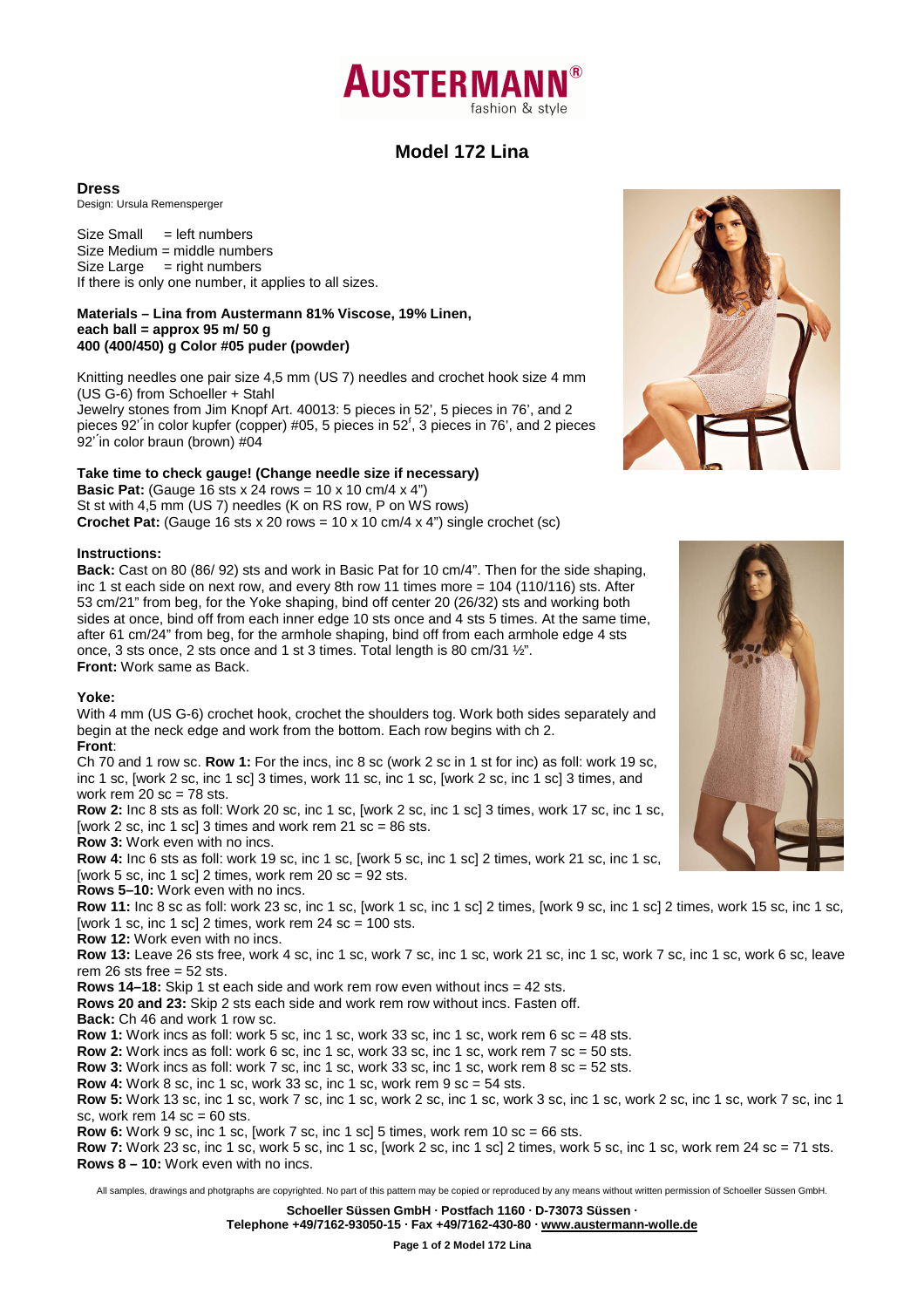# Model 172 Lina

## Dress

Design: Ursula Remensperger

Size Small = left numbers
Size Medium = middle numbers
Size Large = right numbers
If there is only one number, it applies to all sizes.

**Materials – Lina from Austermann 81% Viscose, 19% Linen,**
**each ball = approx 95 m/ 50 g**
**400 (400/450) g Color #05 puder (powder)**

Knitting needles one pair size 4,5 mm (US 7) needles and crochet hook size 4 mm (US G-6) from Schoeller + Stahl
Jewelry stones from Jim Knopf Art. 40013: 5 pieces in 52', 5 pieces in 76', and 2 pieces 92' in color kupfer (copper) #05, 5 pieces in 52', 3 pieces in 76', and 2 pieces 92' in color braun (brown) #04

**Take time to check gauge! (Change needle size if necessary)**
**Basic Pat:** (Gauge 16 sts x 24 rows = 10 x 10 cm/4 x 4")
St st with 4,5 mm (US 7) needles (K on RS row, P on WS rows)
**Crochet Pat:** (Gauge 16 sts x 20 rows = 10 x 10 cm/4 x 4") single crochet (sc)

**Instructions:**

**Back:** Cast on 80 (86/ 92) sts and work in Basic Pat for 10 cm/4". Then for the side shaping, inc 1 st each side on next row, and every 8th row 11 times more = 104 (110/116) sts. After 53 cm/21" from beg, for the Yoke shaping, bind off center 20 (26/32) sts and working both sides at once, bind off from each inner edge 10 sts once and 4 sts 5 times. At the same time, after 61 cm/24" from beg, for the armhole shaping, bind off from each armhole edge 4 sts once, 3 sts once, 2 sts once and 1 st 3 times. Total length is 80 cm/31 ½".
**Front:** Work same as Back.

**Yoke:**

With 4 mm (US G-6) crochet hook, crochet the shoulders tog. Work both sides separately and begin at the neck edge and work from the bottom. Each row begins with ch 2.

**Front**:

Ch 70 and 1 row sc. **Row 1:** For the incs, inc 8 sc (work 2 sc in 1 st for inc) as foll: work 19 sc, inc 1 sc, [work 2 sc, inc 1 sc] 3 times, work 11 sc, inc 1 sc, [work 2 sc, inc 1 sc] 3 times, and work rem 20 sc = 78 sts.
**Row 2:** Inc 8 sts as foll: Work 20 sc, inc 1 sc, [work 2 sc, inc 1 sc] 3 times, work 17 sc, inc 1 sc, [work 2 sc, inc 1 sc] 3 times and work rem 21 sc = 86 sts.
**Row 3:** Work even with no incs.
**Row 4:** Inc 6 sts as foll: work 19 sc, inc 1 sc, [work 5 sc, inc 1 sc] 2 times, work 21 sc, inc 1 sc, [work 5 sc, inc 1 sc] 2 times, work rem 20 sc = 92 sts.
**Rows 5–10:** Work even with no incs.
**Row 11:** Inc 8 sc as foll: work 23 sc, inc 1 sc, [work 1 sc, inc 1 sc] 2 times, [work 9 sc, inc 1 sc] 2 times, work 15 sc, inc 1 sc, [work 1 sc, inc 1 sc] 2 times, work rem 24 sc = 100 sts.
**Row 12:** Work even with no incs.
**Row 13:** Leave 26 sts free, work 4 sc, inc 1 sc, work 7 sc, inc 1 sc, work 21 sc, inc 1 sc, work 7 sc, inc 1 sc, work 6 sc, leave rem 26 sts free = 52 sts.
**Rows 14–18:** Skip 1 st each side and work rem row even without incs = 42 sts.
**Rows 20 and 23:** Skip 2 sts each side and work rem row without incs. Fasten off.
**Back:** Ch 46 and work 1 row sc.
**Row 1:** Work incs as foll: work 5 sc, inc 1 sc, work 33 sc, inc 1 sc, work rem 6 sc = 48 sts.
**Row 2:** Work incs as foll: work 6 sc, inc 1 sc, work 33 sc, inc 1 sc, work rem 7 sc = 50 sts.
**Row 3:** Work incs as foll: work 7 sc, inc 1 sc, work 33 sc, inc 1 sc, work rem 8 sc = 52 sts.
**Row 4:** Work 8 sc, inc 1 sc, work 33 sc, inc 1 sc, work rem 9 sc = 54 sts.
**Row 5:** Work 13 sc, inc 1 sc, work 7 sc, inc 1 sc, work 2 sc, inc 1 sc, work 3 sc, inc 1 sc, work 2 sc, inc 1 sc, work 7 sc, inc 1 sc, work rem 14 sc = 60 sts.
**Row 6:** Work 9 sc, inc 1 sc, [work 7 sc, inc 1 sc] 5 times, work rem 10 sc = 66 sts.
**Row 7:** Work 23 sc, inc 1 sc, work 5 sc, inc 1 sc, [work 2 sc, inc 1 sc] 2 times, work 5 sc, inc 1 sc, work rem 24 sc = 71 sts.
**Rows 8 – 10:** Work even with no incs.

All samples, drawings and photgraphs are copyrighted. No part of this pattern may be copied or reproduced by any means without written permission of Schoeller Süssen GmbH.

**Schoeller Süssen GmbH · Postfach 1160 · D-73073 Süssen ·**
**Telephone +49/7162-93050-15 · Fax +49/7162-430-80 · www.austermann-wolle.de**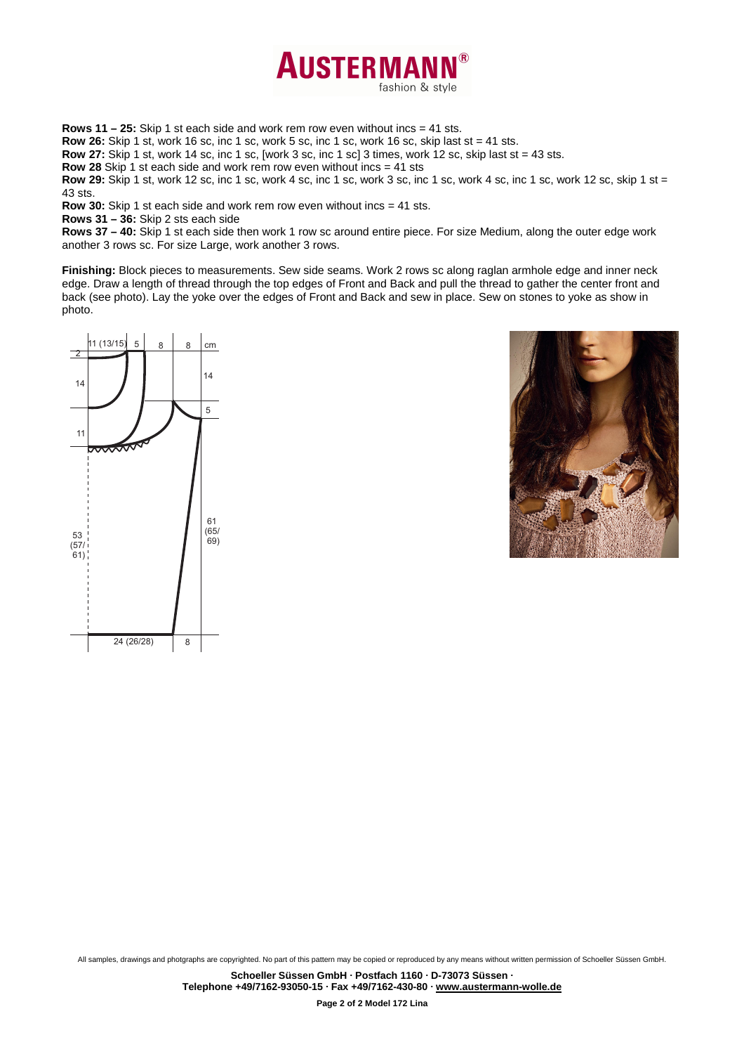**Rows 11 – 25:** Skip 1 st each side and work rem row even without incs = 41 sts.
**Row 26:** Skip 1 st, work 16 sc, inc 1 sc, work 5 sc, inc 1 sc, work 16 sc, skip last st = 41 sts.
**Row 27:** Skip 1 st, work 14 sc, inc 1 sc, [work 3 sc, inc 1 sc] 3 times, work 12 sc, skip last st = 43 sts.
**Row 28** Skip 1 st each side and work rem row even without incs = 41 sts
**Row 29:** Skip 1 st, work 12 sc, inc 1 sc, work 4 sc, inc 1 sc, work 3 sc, inc 1 sc, work 4 sc, inc 1 sc, work 12 sc, skip 1 st = 43 sts.
**Row 30:** Skip 1 st each side and work rem row even without incs = 41 sts.
**Rows 31 – 36:** Skip 2 sts each side
**Rows 37 – 40:** Skip 1 st each side then work 1 row sc around entire piece. For size Medium, along the outer edge work another 3 rows sc. For size Large, work another 3 rows.

**Finishing:** Block pieces to measurements. Sew side seams. Work 2 rows sc along raglan armhole edge and inner neck edge. Draw a length of thread through the top edges of Front and Back and pull the thread to gather the center front and back (see photo). Lay the yoke over the edges of Front and Back and sew in place. Sew on stones to yoke as show in photo.

11 (13/15)
5
8
8
cm
2
14
14
5
11
61 (65/ 69)
53 (57/ 61)
24 (26/28)
8

All samples, drawings and photgraphs are copyrighted. No part of this pattern may be copied or reproduced by any means without written permission of Schoeller Süssen GmbH.

**Schoeller Süssen GmbH · Postfach 1160 · D-73073 Süssen ·**
**Telephone +49/7162-93050-15 · Fax +49/7162-430-80 · www.austermann-wolle.de**